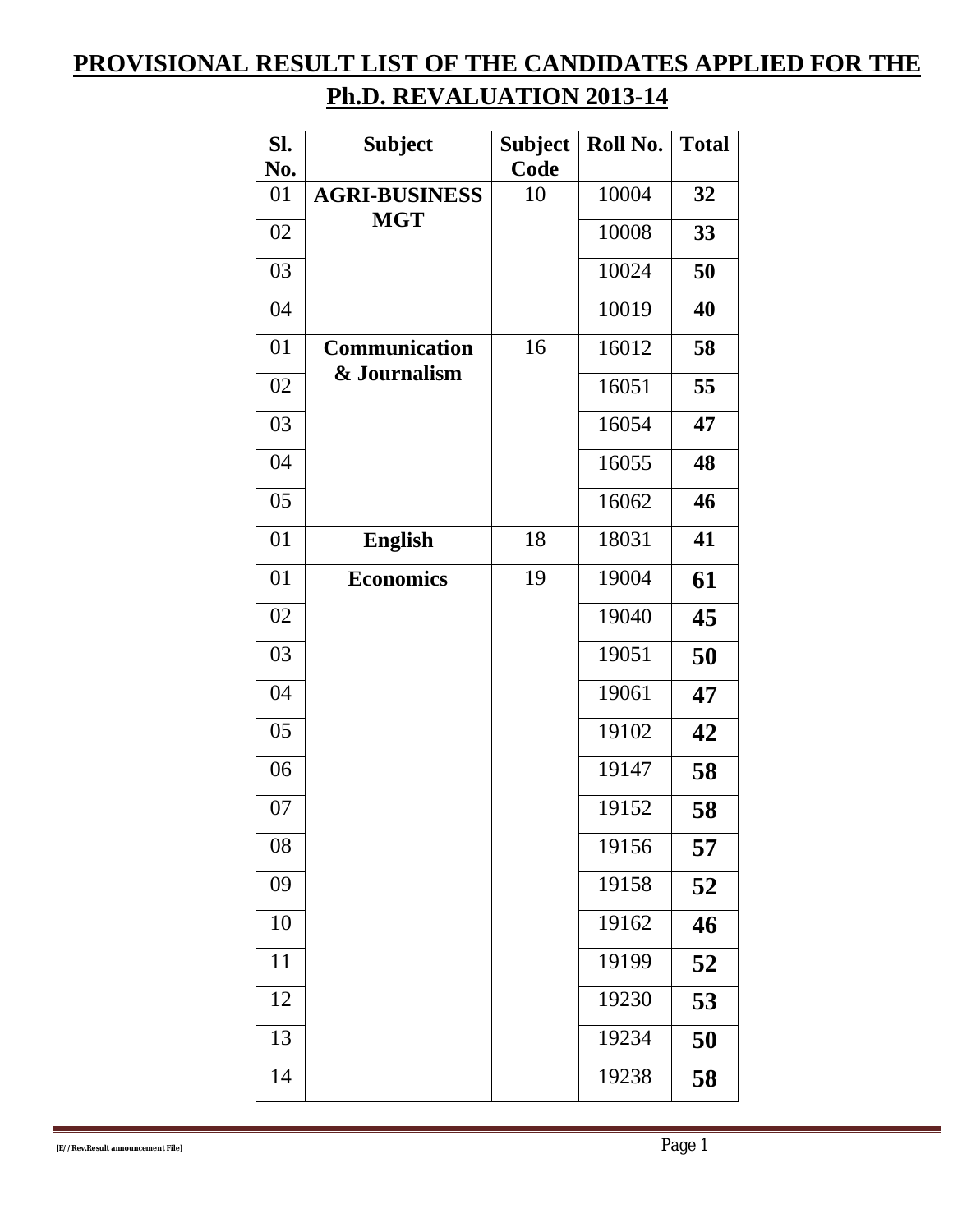# PROVISIONAL RESULT LIST OF THE CANDIDATES APPLIED FOR THE Ph.D. REVALUATION 2013-14

| Sl. No. | Subject | Subject Code | Roll No. | Total |
|---|---|---|---|---|
| 01 | **AGRI-BUSINESS MGT** | 10 | 10004 | **32** |
| 02 | | | 10008 | **33** |
| 03 | | | 10024 | **50** |
| 04 | | | 10019 | **40** |
| 01 | **Communication & Journalism** | 16 | 16012 | **58** |
| 02 | | | 16051 | **55** |
| 03 | | | 16054 | **47** |
| 04 | | | 16055 | **48** |
| 05 | | | 16062 | **46** |
| 01 | **English** | 18 | 18031 | **41** |
| 01 | **Economics** | 19 | 19004 | **61** |
| 02 | | | 19040 | **45** |
| 03 | | | 19051 | **50** |
| 04 | | | 19061 | **47** |
| 05 | | | 19102 | **42** |
| 06 | | | 19147 | **58** |
| 07 | | | 19152 | **58** |
| 08 | | | 19156 | **57** |
| 09 | | | 19158 | **52** |
| 10 | | | 19162 | **46** |
| 11 | | | 19199 | **52** |
| 12 | | | 19230 | **53** |
| 13 | | | 19234 | **50** |
| 14 | | | 19238 | **58** |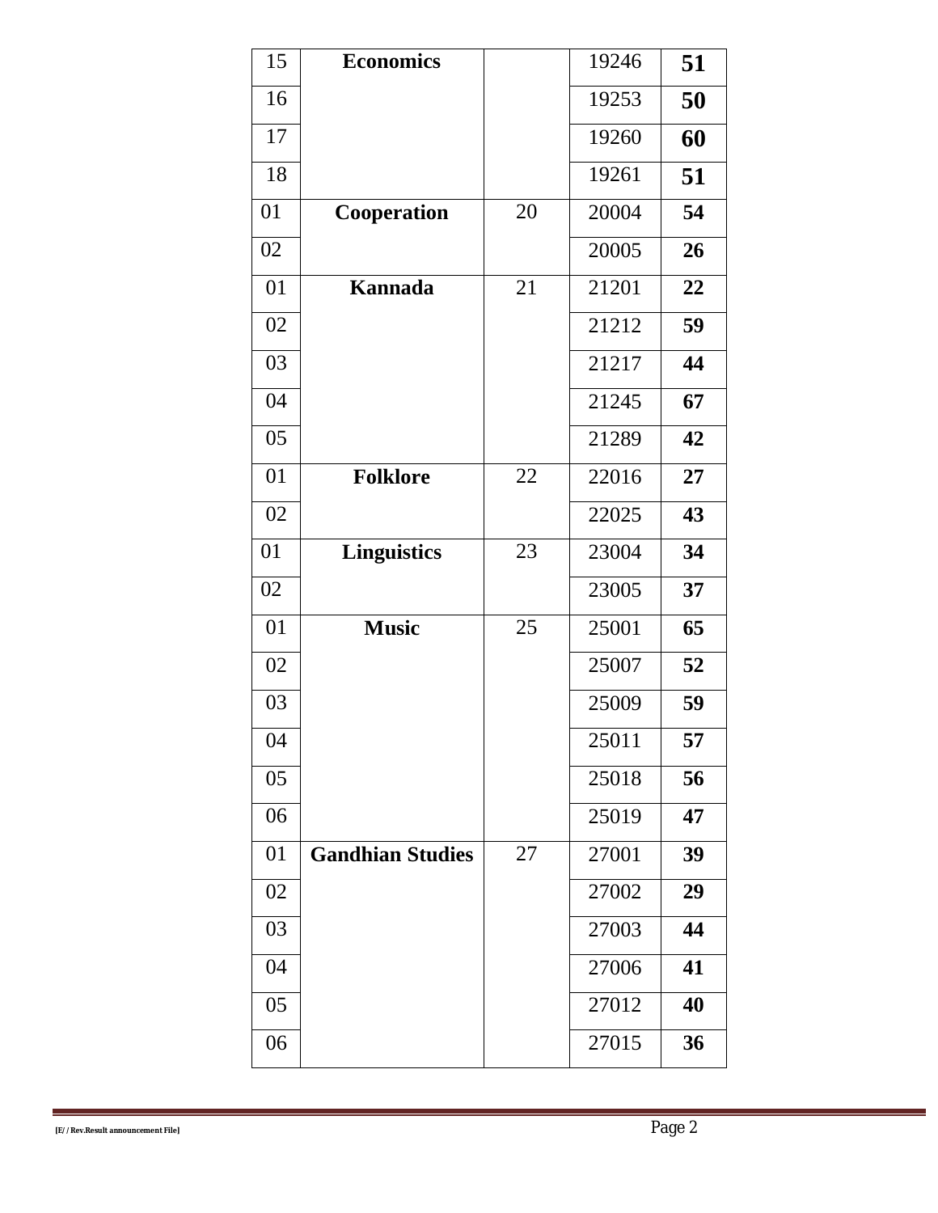| | | | | |
|---|---|---|---|---|
| 15 | **Economics** | | 19246 | **51** |
| 16 | | | 19253 | **50** |
| 17 | | | 19260 | **60** |
| 18 | | | 19261 | **51** |
| 01 | **Cooperation** | 20 | 20004 | **54** |
| 02 | | | 20005 | **26** |
| 01 | **Kannada** | 21 | 21201 | **22** |
| 02 | | | 21212 | **59** |
| 03 | | | 21217 | **44** |
| 04 | | | 21245 | **67** |
| 05 | | | 21289 | **42** |
| 01 | **Folklore** | 22 | 22016 | **27** |
| 02 | | | 22025 | **43** |
| 01 | **Linguistics** | 23 | 23004 | **34** |
| 02 | | | 23005 | **37** |
| 01 | **Music** | 25 | 25001 | **65** |
| 02 | | | 25007 | **52** |
| 03 | | | 25009 | **59** |
| 04 | | | 25011 | **57** |
| 05 | | | 25018 | **56** |
| 06 | | | 25019 | **47** |
| 01 | **Gandhian Studies** | 27 | 27001 | **39** |
| 02 | | | 27002 | **29** |
| 03 | | | 27003 | **44** |
| 04 | | | 27006 | **41** |
| 05 | | | 27012 | **40** |
| 06 | | | 27015 | **36** |

[E/ / Rev.Result announcement File]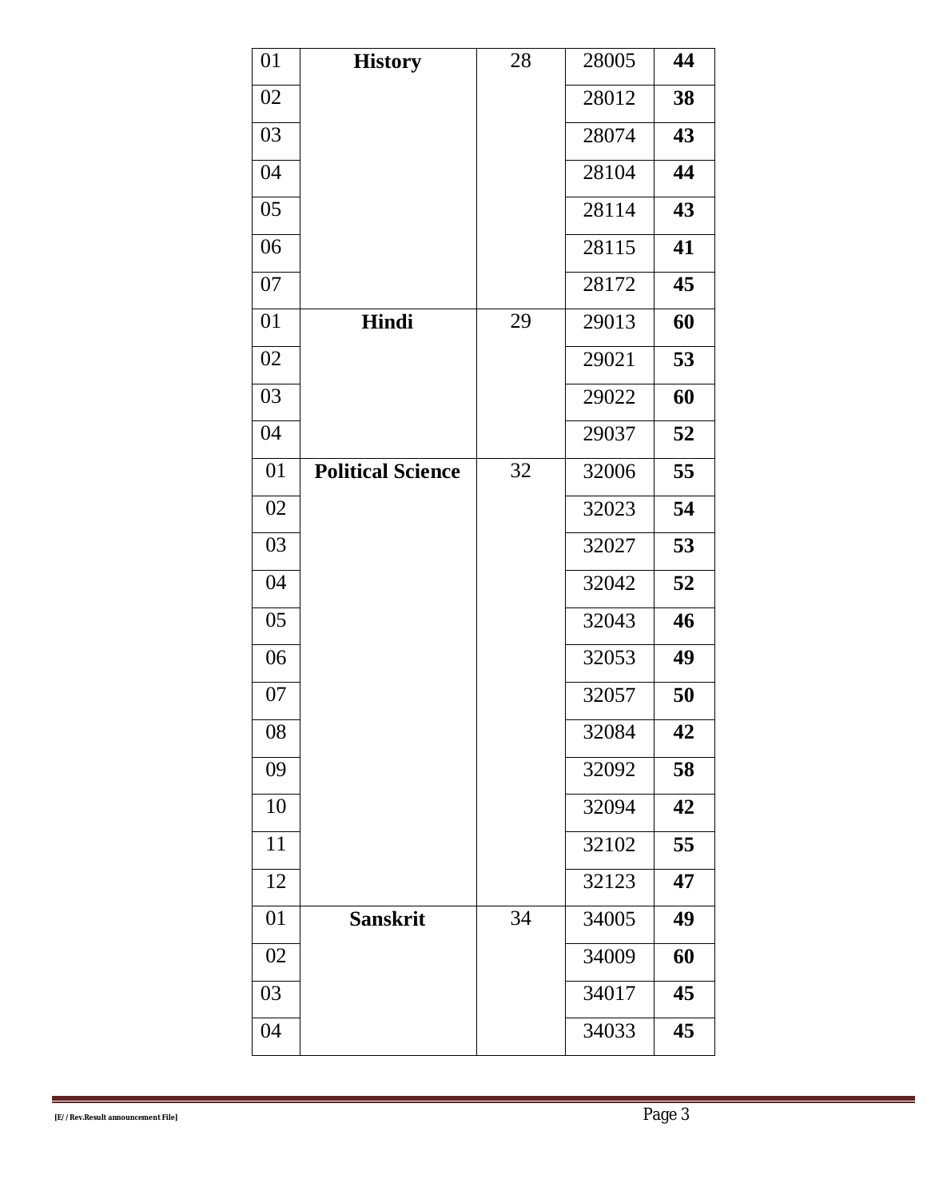| 01 | **History** | 28 | 28005 | **44** |
|---|---|---|---|---|
| 02 | | | 28012 | **38** |
| 03 | | | 28074 | **43** |
| 04 | | | 28104 | **44** |
| 05 | | | 28114 | **43** |
| 06 | | | 28115 | **41** |
| 07 | | | 28172 | **45** |
| 01 | **Hindi** | 29 | 29013 | **60** |
| 02 | | | 29021 | **53** |
| 03 | | | 29022 | **60** |
| 04 | | | 29037 | **52** |
| 01 | **Political Science** | 32 | 32006 | **55** |
| 02 | | | 32023 | **54** |
| 03 | | | 32027 | **53** |
| 04 | | | 32042 | **52** |
| 05 | | | 32043 | **46** |
| 06 | | | 32053 | **49** |
| 07 | | | 32057 | **50** |
| 08 | | | 32084 | **42** |
| 09 | | | 32092 | **58** |
| 10 | | | 32094 | **42** |
| 11 | | | 32102 | **55** |
| 12 | | | 32123 | **47** |
| 01 | **Sanskrit** | 34 | 34005 | **49** |
| 02 | | | 34009 | **60** |
| 03 | | | 34017 | **45** |
| 04 | | | 34033 | **45** |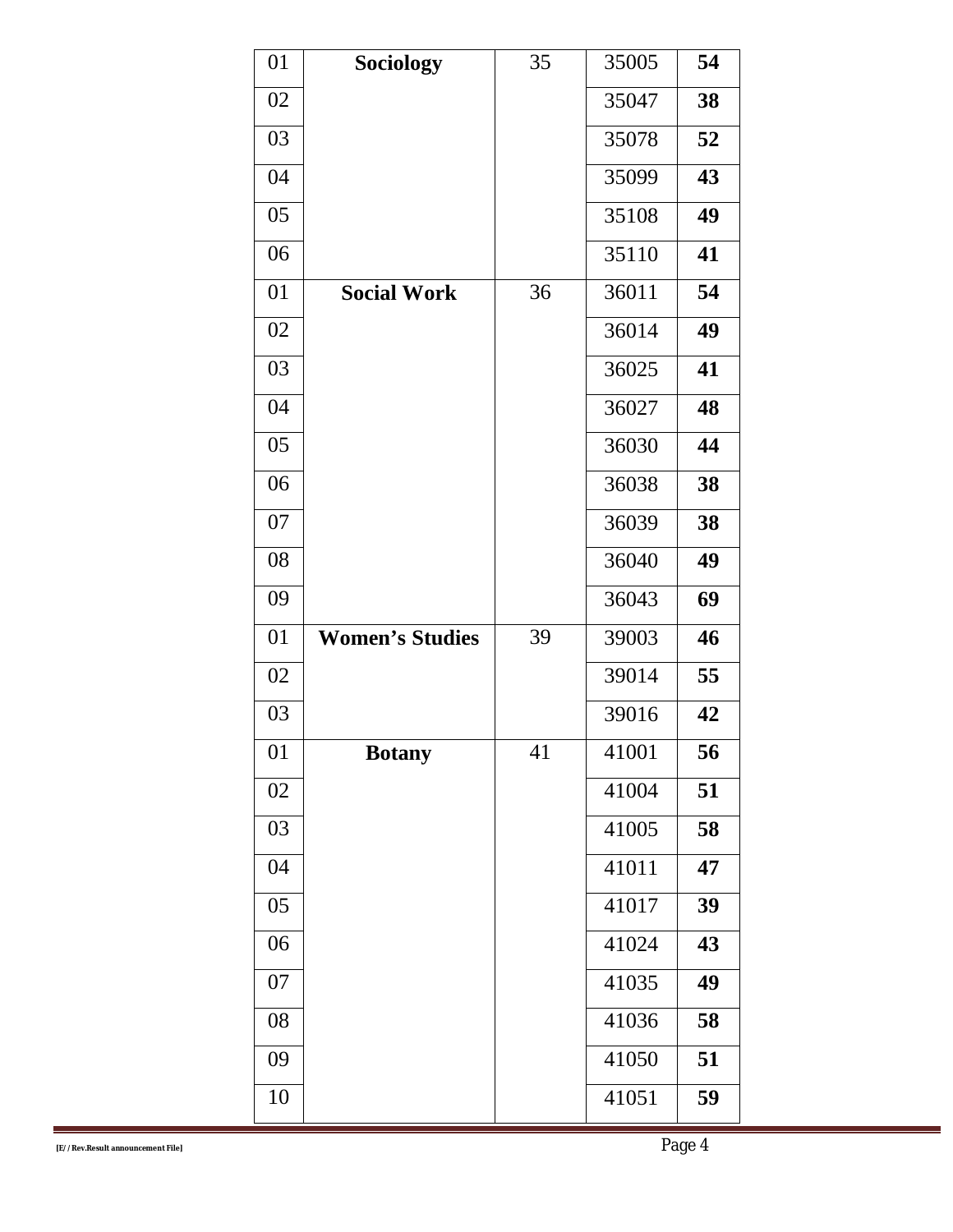| | | | | |
|---|---|---|---|---|
| 01 | **Sociology** | 35 | 35005 | **54** |
| 02 | | | 35047 | **38** |
| 03 | | | 35078 | **52** |
| 04 | | | 35099 | **43** |
| 05 | | | 35108 | **49** |
| 06 | | | 35110 | **41** |
| 01 | **Social Work** | 36 | 36011 | **54** |
| 02 | | | 36014 | **49** |
| 03 | | | 36025 | **41** |
| 04 | | | 36027 | **48** |
| 05 | | | 36030 | **44** |
| 06 | | | 36038 | **38** |
| 07 | | | 36039 | **38** |
| 08 | | | 36040 | **49** |
| 09 | | | 36043 | **69** |
| 01 | **Women's Studies** | 39 | 39003 | **46** |
| 02 | | | 39014 | **55** |
| 03 | | | 39016 | **42** |
| 01 | **Botany** | 41 | 41001 | **56** |
| 02 | | | 41004 | **51** |
| 03 | | | 41005 | **58** |
| 04 | | | 41011 | **47** |
| 05 | | | 41017 | **39** |
| 06 | | | 41024 | **43** |
| 07 | | | 41035 | **49** |
| 08 | | | 41036 | **58** |
| 09 | | | 41050 | **51** |
| 10 | | | 41051 | **59** |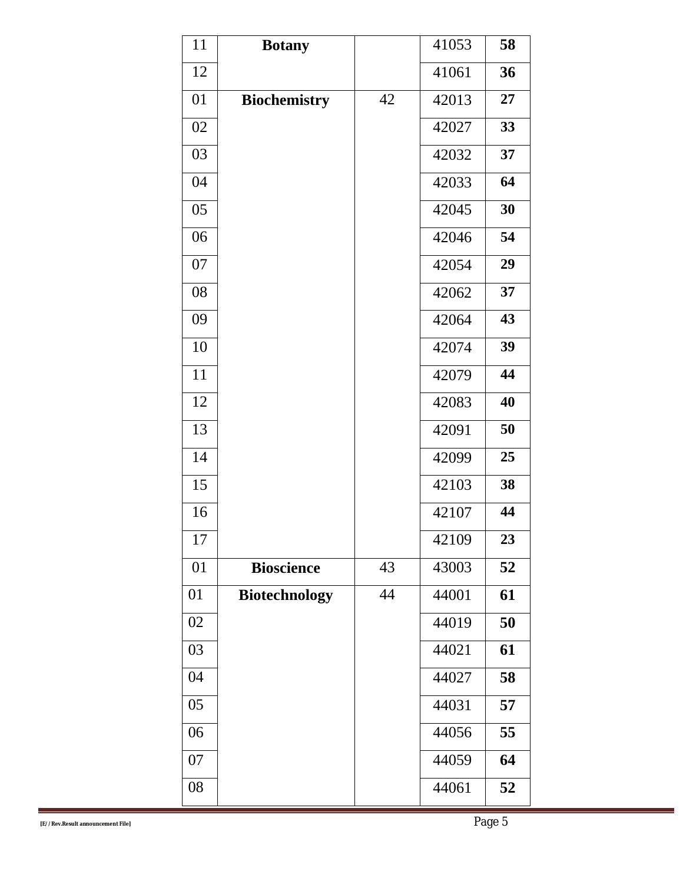| | | | | |
|---|---|---|---|---|
| 11 | **Botany** | | 41053 | **58** |
| 12 | | | 41061 | **36** |
| 01 | **Biochemistry** | 42 | 42013 | **27** |
| 02 | | | 42027 | **33** |
| 03 | | | 42032 | **37** |
| 04 | | | 42033 | **64** |
| 05 | | | 42045 | **30** |
| 06 | | | 42046 | **54** |
| 07 | | | 42054 | **29** |
| 08 | | | 42062 | **37** |
| 09 | | | 42064 | **43** |
| 10 | | | 42074 | **39** |
| 11 | | | 42079 | **44** |
| 12 | | | 42083 | **40** |
| 13 | | | 42091 | **50** |
| 14 | | | 42099 | **25** |
| 15 | | | 42103 | **38** |
| 16 | | | 42107 | **44** |
| 17 | | | 42109 | **23** |
| 01 | **Bioscience** | 43 | 43003 | **52** |
| 01 | **Biotechnology** | 44 | 44001 | **61** |
| 02 | | | 44019 | **50** |
| 03 | | | 44021 | **61** |
| 04 | | | 44027 | **58** |
| 05 | | | 44031 | **57** |
| 06 | | | 44056 | **55** |
| 07 | | | 44059 | **64** |
| 08 | | | 44061 | **52** |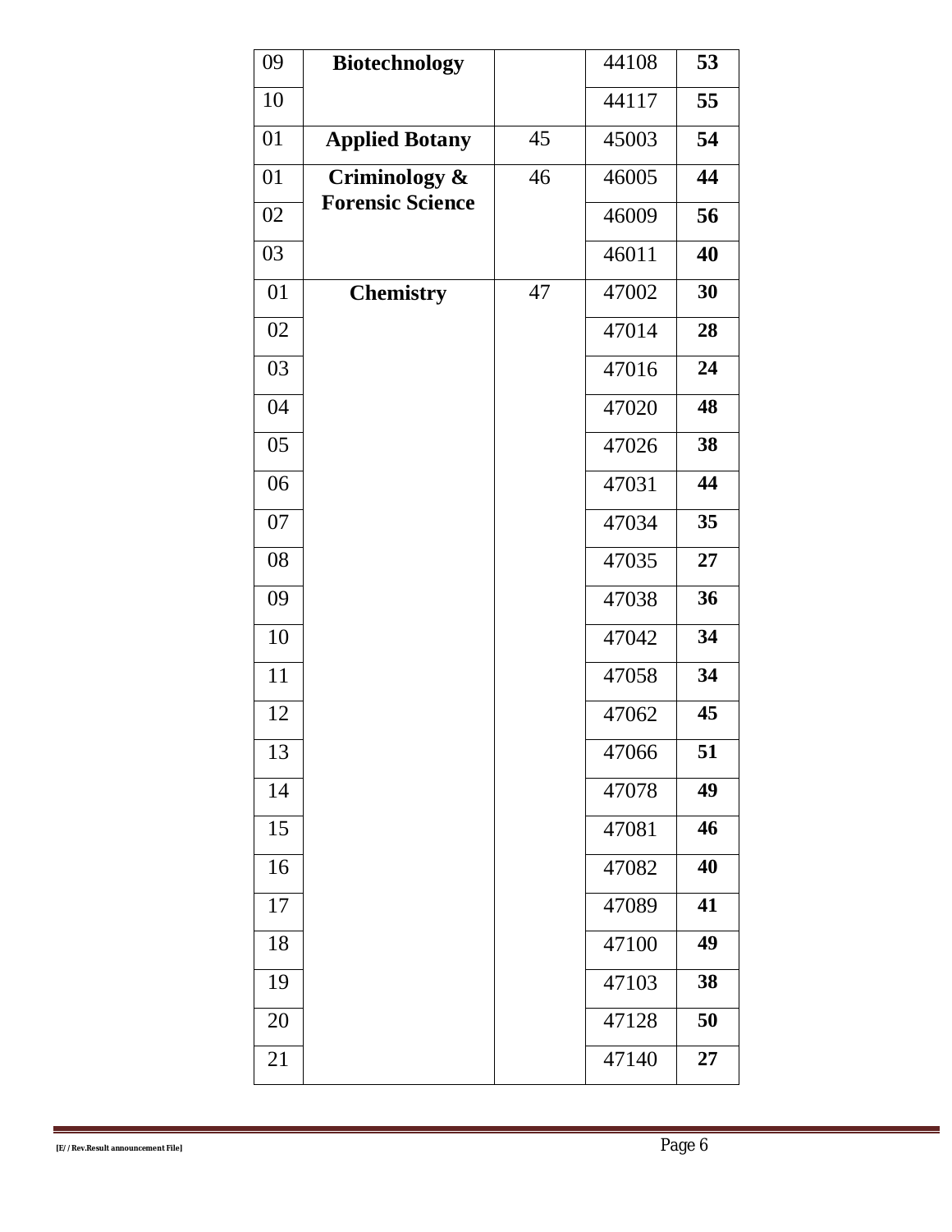| 09 | **Biotechnology** | | 44108 | **53** |
|---|---|---|---|---|
| 10 | | | 44117 | **55** |
| 01 | **Applied Botany** | 45 | 45003 | **54** |
| 01 | **Criminology & Forensic Science** | 46 | 46005 | **44** |
| 02 | | | 46009 | **56** |
| 03 | | | 46011 | **40** |
| 01 | **Chemistry** | 47 | 47002 | **30** |
| 02 | | | 47014 | **28** |
| 03 | | | 47016 | **24** |
| 04 | | | 47020 | **48** |
| 05 | | | 47026 | **38** |
| 06 | | | 47031 | **44** |
| 07 | | | 47034 | **35** |
| 08 | | | 47035 | **27** |
| 09 | | | 47038 | **36** |
| 10 | | | 47042 | **34** |
| 11 | | | 47058 | **34** |
| 12 | | | 47062 | **45** |
| 13 | | | 47066 | **51** |
| 14 | | | 47078 | **49** |
| 15 | | | 47081 | **46** |
| 16 | | | 47082 | **40** |
| 17 | | | 47089 | **41** |
| 18 | | | 47100 | **49** |
| 19 | | | 47103 | **38** |
| 20 | | | 47128 | **50** |
| 21 | | | 47140 | **27** |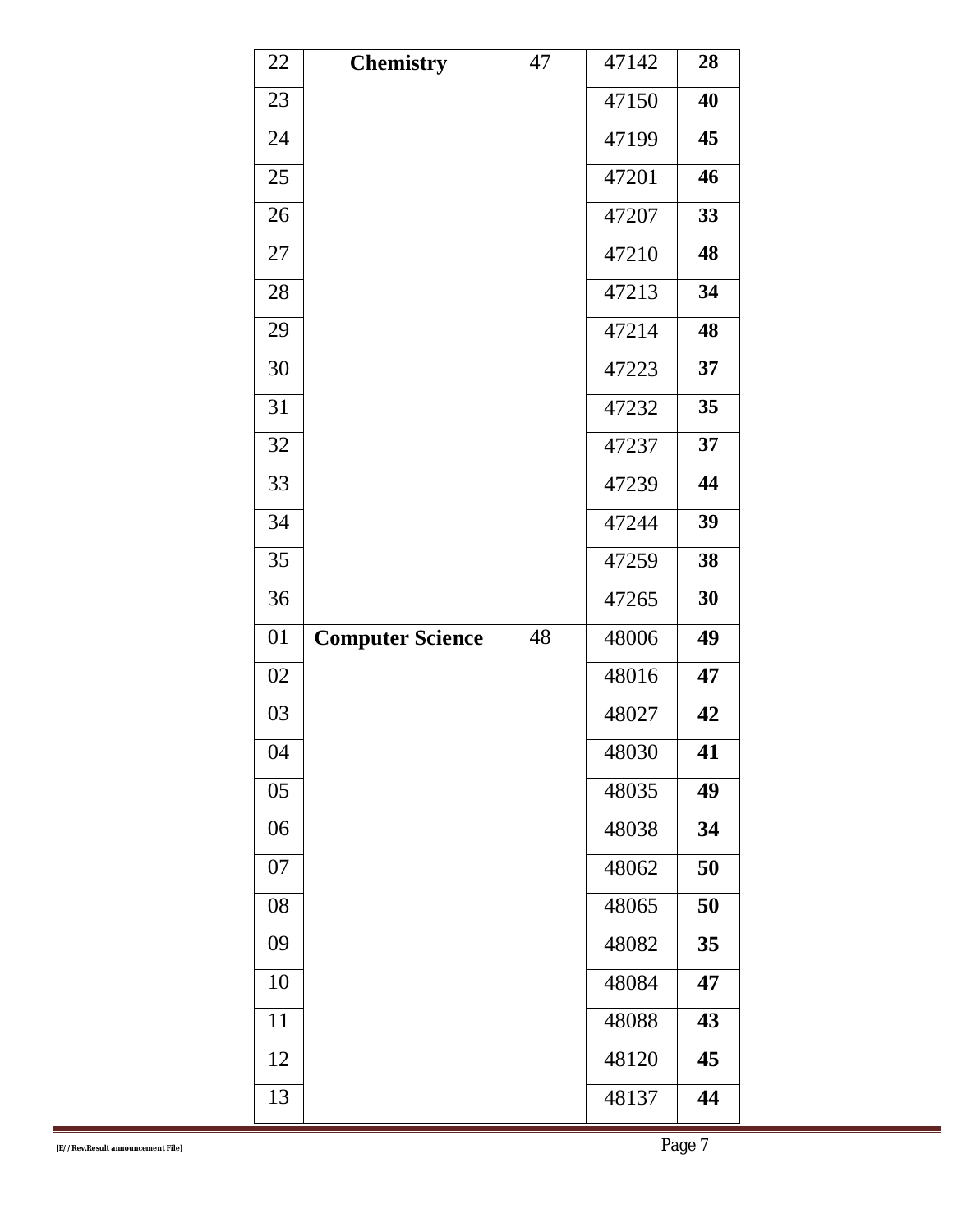| | | | | |
|---|---|---|---|---|
| 22 | **Chemistry** | 47 | 47142 | **28** |
| 23 | | | 47150 | **40** |
| 24 | | | 47199 | **45** |
| 25 | | | 47201 | **46** |
| 26 | | | 47207 | **33** |
| 27 | | | 47210 | **48** |
| 28 | | | 47213 | **34** |
| 29 | | | 47214 | **48** |
| 30 | | | 47223 | **37** |
| 31 | | | 47232 | **35** |
| 32 | | | 47237 | **37** |
| 33 | | | 47239 | **44** |
| 34 | | | 47244 | **39** |
| 35 | | | 47259 | **38** |
| 36 | | | 47265 | **30** |
| 01 | **Computer Science** | 48 | 48006 | **49** |
| 02 | | | 48016 | **47** |
| 03 | | | 48027 | **42** |
| 04 | | | 48030 | **41** |
| 05 | | | 48035 | **49** |
| 06 | | | 48038 | **34** |
| 07 | | | 48062 | **50** |
| 08 | | | 48065 | **50** |
| 09 | | | 48082 | **35** |
| 10 | | | 48084 | **47** |
| 11 | | | 48088 | **43** |
| 12 | | | 48120 | **45** |
| 13 | | | 48137 | **44** |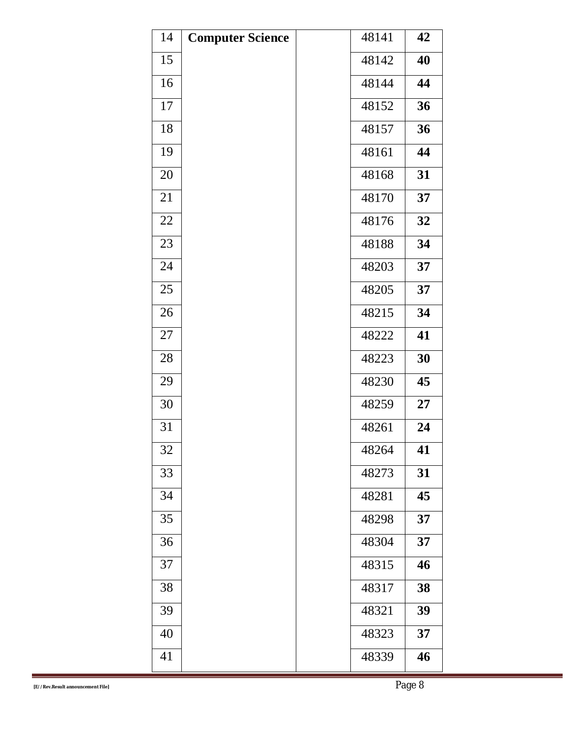| 14 | **Computer Science** | | 48141 | **42** |
|---|---|---|---|---|
| 15 | | | 48142 | **40** |
| 16 | | | 48144 | **44** |
| 17 | | | 48152 | **36** |
| 18 | | | 48157 | **36** |
| 19 | | | 48161 | **44** |
| 20 | | | 48168 | **31** |
| 21 | | | 48170 | **37** |
| 22 | | | 48176 | **32** |
| 23 | | | 48188 | **34** |
| 24 | | | 48203 | **37** |
| 25 | | | 48205 | **37** |
| 26 | | | 48215 | **34** |
| 27 | | | 48222 | **41** |
| 28 | | | 48223 | **30** |
| 29 | | | 48230 | **45** |
| 30 | | | 48259 | **27** |
| 31 | | | 48261 | **24** |
| 32 | | | 48264 | **41** |
| 33 | | | 48273 | **31** |
| 34 | | | 48281 | **45** |
| 35 | | | 48298 | **37** |
| 36 | | | 48304 | **37** |
| 37 | | | 48315 | **46** |
| 38 | | | 48317 | **38** |
| 39 | | | 48321 | **39** |
| 40 | | | 48323 | **37** |
| 41 | | | 48339 | **46** |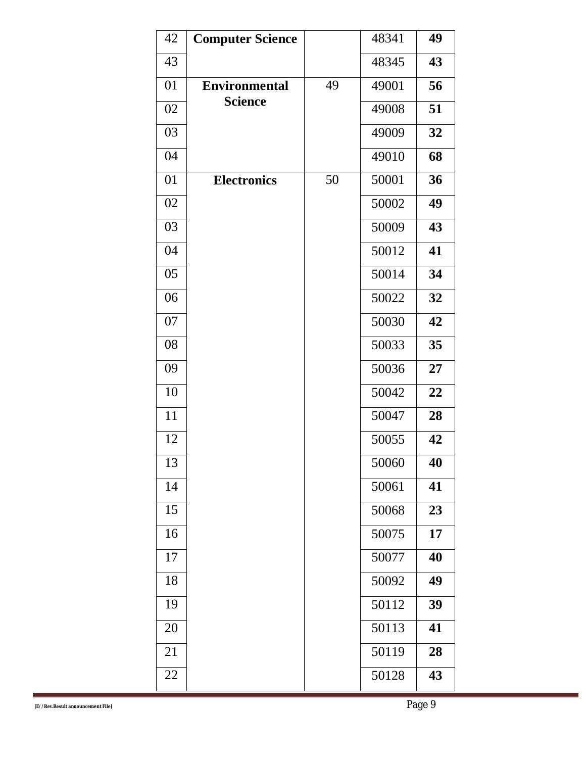| 42 | **Computer Science** | | 48341 | **49** |
|---|---|---|---|---|
| 43 | | | 48345 | **43** |
| 01 | **Environmental Science** | 49 | 49001 | **56** |
| 02 | | | 49008 | **51** |
| 03 | | | 49009 | **32** |
| 04 | | | 49010 | **68** |
| 01 | **Electronics** | 50 | 50001 | **36** |
| 02 | | | 50002 | **49** |
| 03 | | | 50009 | **43** |
| 04 | | | 50012 | **41** |
| 05 | | | 50014 | **34** |
| 06 | | | 50022 | **32** |
| 07 | | | 50030 | **42** |
| 08 | | | 50033 | **35** |
| 09 | | | 50036 | **27** |
| 10 | | | 50042 | **22** |
| 11 | | | 50047 | **28** |
| 12 | | | 50055 | **42** |
| 13 | | | 50060 | **40** |
| 14 | | | 50061 | **41** |
| 15 | | | 50068 | **23** |
| 16 | | | 50075 | **17** |
| 17 | | | 50077 | **40** |
| 18 | | | 50092 | **49** |
| 19 | | | 50112 | **39** |
| 20 | | | 50113 | **41** |
| 21 | | | 50119 | **28** |
| 22 | | | 50128 | **43** |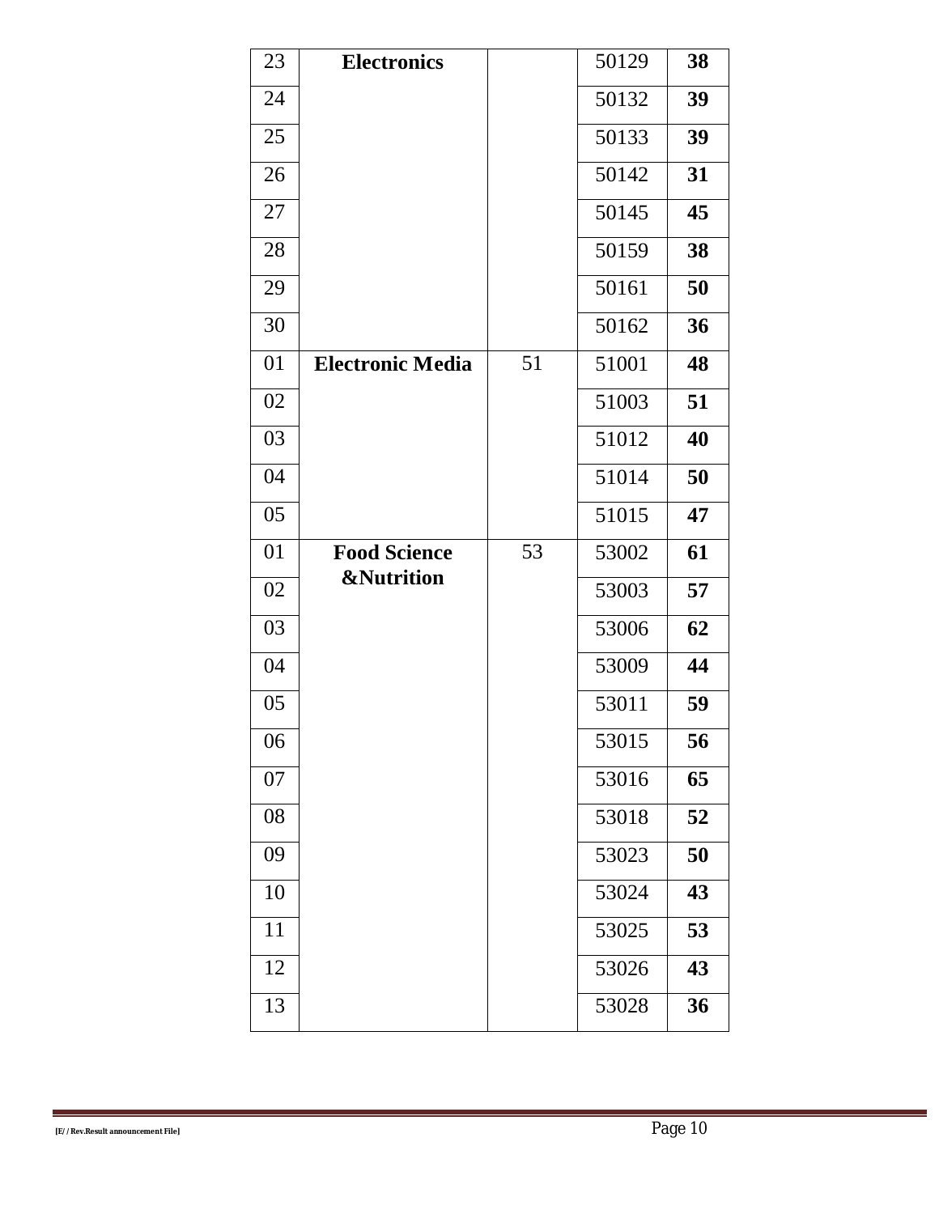| 23 | **Electronics** | | 50129 | **38** |
|---|---|---|---|---|
| 24 | | | 50132 | **39** |
| 25 | | | 50133 | **39** |
| 26 | | | 50142 | **31** |
| 27 | | | 50145 | **45** |
| 28 | | | 50159 | **38** |
| 29 | | | 50161 | **50** |
| 30 | | | 50162 | **36** |
| 01 | **Electronic Media** | 51 | 51001 | **48** |
| 02 | | | 51003 | **51** |
| 03 | | | 51012 | **40** |
| 04 | | | 51014 | **50** |
| 05 | | | 51015 | **47** |
| 01 | **Food Science &Nutrition** | 53 | 53002 | **61** |
| 02 | | | 53003 | **57** |
| 03 | | | 53006 | **62** |
| 04 | | | 53009 | **44** |
| 05 | | | 53011 | **59** |
| 06 | | | 53015 | **56** |
| 07 | | | 53016 | **65** |
| 08 | | | 53018 | **52** |
| 09 | | | 53023 | **50** |
| 10 | | | 53024 | **43** |
| 11 | | | 53025 | **53** |
| 12 | | | 53026 | **43** |
| 13 | | | 53028 | **36** |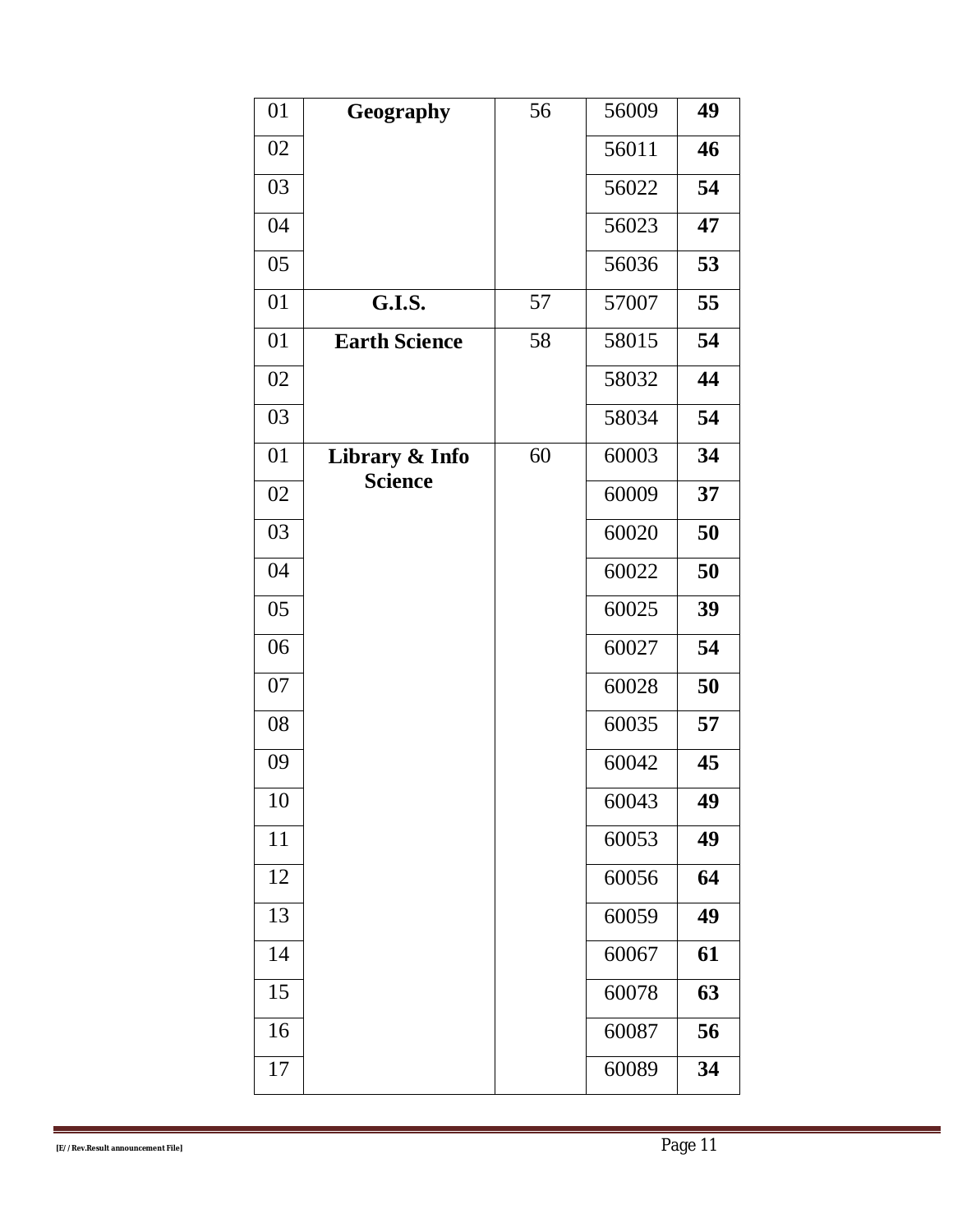| 01 | **Geography** | 56 | 56009 | **49** |
|---|---|---|---|---|
| 02 | | | 56011 | **46** |
| 03 | | | 56022 | **54** |
| 04 | | | 56023 | **47** |
| 05 | | | 56036 | **53** |
| 01 | **G.I.S.** | 57 | 57007 | **55** |
| 01 | **Earth Science** | 58 | 58015 | **54** |
| 02 | | | 58032 | **44** |
| 03 | | | 58034 | **54** |
| 01 | **Library & Info Science** | 60 | 60003 | **34** |
| 02 | | | 60009 | **37** |
| 03 | | | 60020 | **50** |
| 04 | | | 60022 | **50** |
| 05 | | | 60025 | **39** |
| 06 | | | 60027 | **54** |
| 07 | | | 60028 | **50** |
| 08 | | | 60035 | **57** |
| 09 | | | 60042 | **45** |
| 10 | | | 60043 | **49** |
| 11 | | | 60053 | **49** |
| 12 | | | 60056 | **64** |
| 13 | | | 60059 | **49** |
| 14 | | | 60067 | **61** |
| 15 | | | 60078 | **63** |
| 16 | | | 60087 | **56** |
| 17 | | | 60089 | **34** |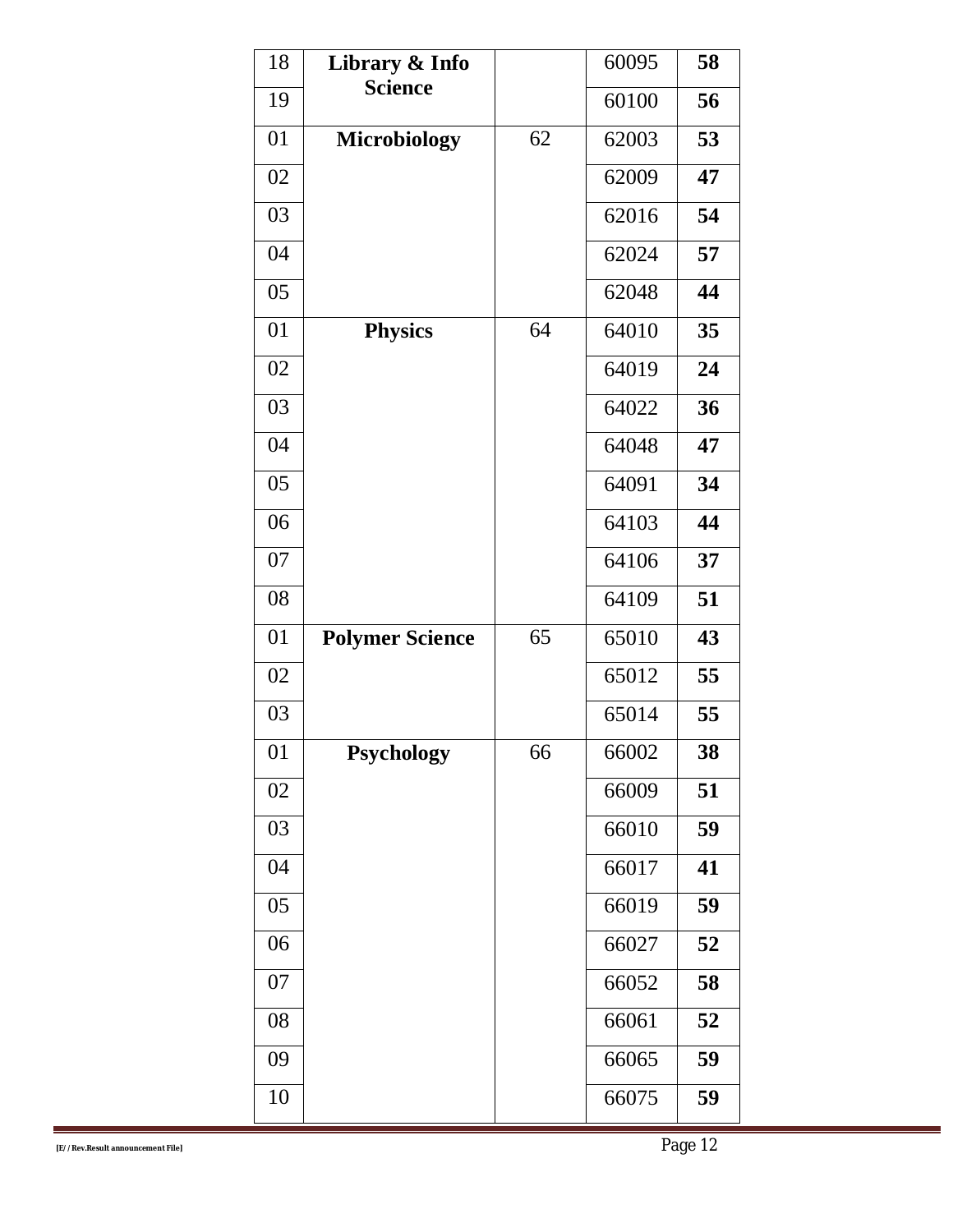| 18 | Library & Info Science | | 60095 | **58** |
|---|---|---|---|---|
| 19 | | | 60100 | **56** |
| 01 | **Microbiology** | 62 | 62003 | **53** |
| 02 | | | 62009 | **47** |
| 03 | | | 62016 | **54** |
| 04 | | | 62024 | **57** |
| 05 | | | 62048 | **44** |
| 01 | **Physics** | 64 | 64010 | **35** |
| 02 | | | 64019 | **24** |
| 03 | | | 64022 | **36** |
| 04 | | | 64048 | **47** |
| 05 | | | 64091 | **34** |
| 06 | | | 64103 | **44** |
| 07 | | | 64106 | **37** |
| 08 | | | 64109 | **51** |
| 01 | **Polymer Science** | 65 | 65010 | **43** |
| 02 | | | 65012 | **55** |
| 03 | | | 65014 | **55** |
| 01 | **Psychology** | 66 | 66002 | **38** |
| 02 | | | 66009 | **51** |
| 03 | | | 66010 | **59** |
| 04 | | | 66017 | **41** |
| 05 | | | 66019 | **59** |
| 06 | | | 66027 | **52** |
| 07 | | | 66052 | **58** |
| 08 | | | 66061 | **52** |
| 09 | | | 66065 | **59** |
| 10 | | | 66075 | **59** |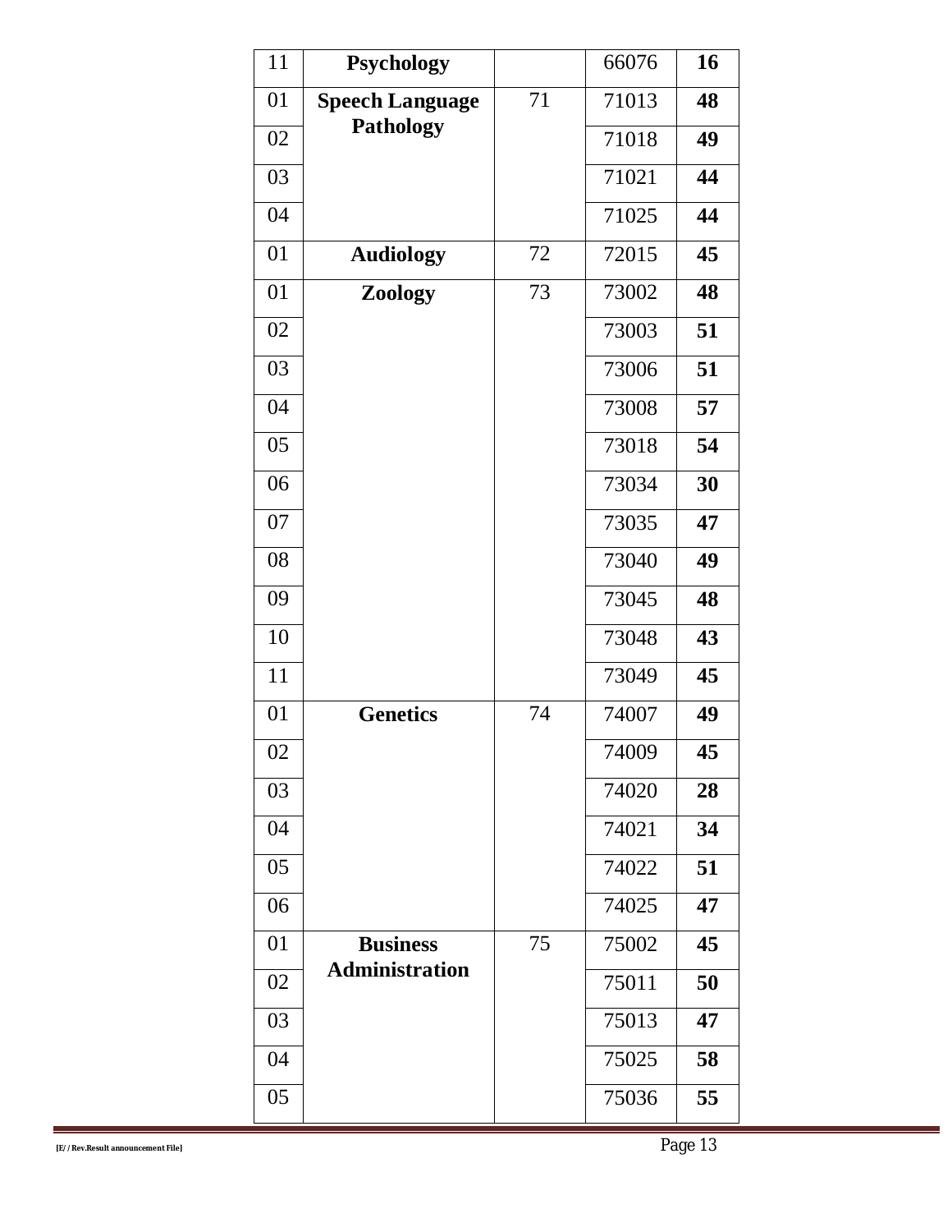| 11 | **Psychology** | | 66076 | **16** |
|---|---|---|---|---|
| 01 | **Speech Language Pathology** | 71 | 71013 | **48** |
| 02 | | | 71018 | **49** |
| 03 | | | 71021 | **44** |
| 04 | | | 71025 | **44** |
| 01 | **Audiology** | 72 | 72015 | **45** |
| 01 | **Zoology** | 73 | 73002 | **48** |
| 02 | | | 73003 | **51** |
| 03 | | | 73006 | **51** |
| 04 | | | 73008 | **57** |
| 05 | | | 73018 | **54** |
| 06 | | | 73034 | **30** |
| 07 | | | 73035 | **47** |
| 08 | | | 73040 | **49** |
| 09 | | | 73045 | **48** |
| 10 | | | 73048 | **43** |
| 11 | | | 73049 | **45** |
| 01 | **Genetics** | 74 | 74007 | **49** |
| 02 | | | 74009 | **45** |
| 03 | | | 74020 | **28** |
| 04 | | | 74021 | **34** |
| 05 | | | 74022 | **51** |
| 06 | | | 74025 | **47** |
| 01 | **Business Administration** | 75 | 75002 | **45** |
| 02 | | | 75011 | **50** |
| 03 | | | 75013 | **47** |
| 04 | | | 75025 | **58** |
| 05 | | | 75036 | **55** |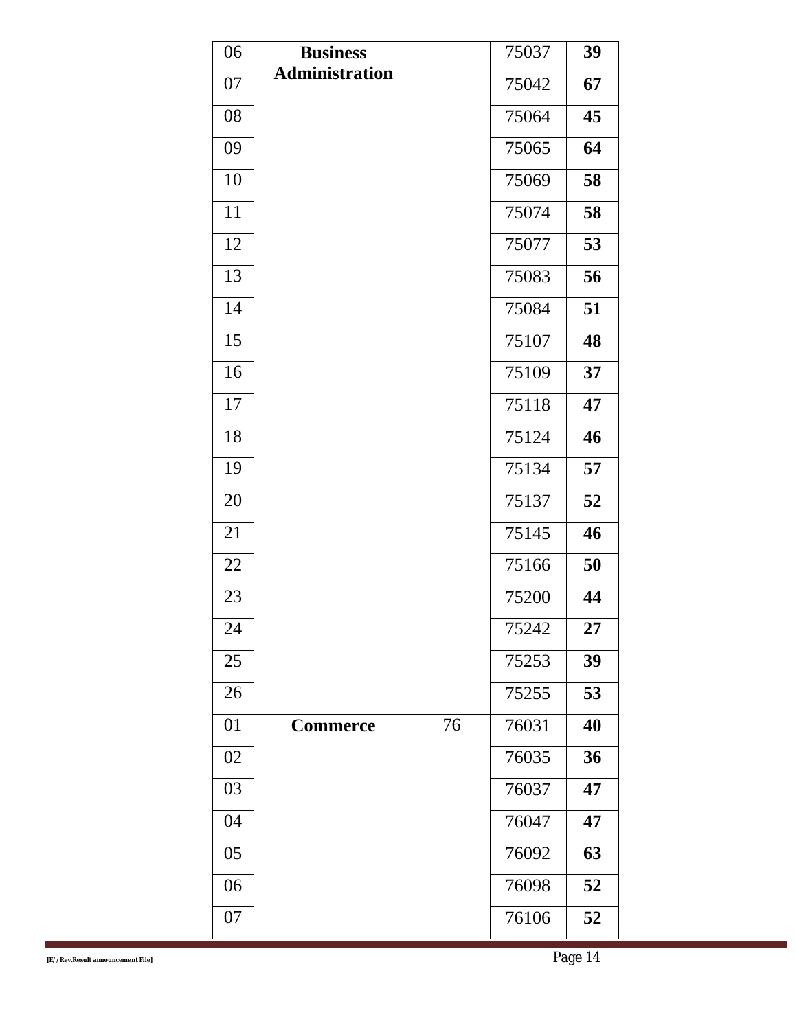| | | | | |
|---|---|---|---|---|
| 06 | **Business Administration** | | 75037 | **39** |
| 07 | | | 75042 | **67** |
| 08 | | | 75064 | **45** |
| 09 | | | 75065 | **64** |
| 10 | | | 75069 | **58** |
| 11 | | | 75074 | **58** |
| 12 | | | 75077 | **53** |
| 13 | | | 75083 | **56** |
| 14 | | | 75084 | **51** |
| 15 | | | 75107 | **48** |
| 16 | | | 75109 | **37** |
| 17 | | | 75118 | **47** |
| 18 | | | 75124 | **46** |
| 19 | | | 75134 | **57** |
| 20 | | | 75137 | **52** |
| 21 | | | 75145 | **46** |
| 22 | | | 75166 | **50** |
| 23 | | | 75200 | **44** |
| 24 | | | 75242 | **27** |
| 25 | | | 75253 | **39** |
| 26 | | | 75255 | **53** |
| 01 | **Commerce** | 76 | 76031 | **40** |
| 02 | | | 76035 | **36** |
| 03 | | | 76037 | **47** |
| 04 | | | 76047 | **47** |
| 05 | | | 76092 | **63** |
| 06 | | | 76098 | **52** |
| 07 | | | 76106 | **52** |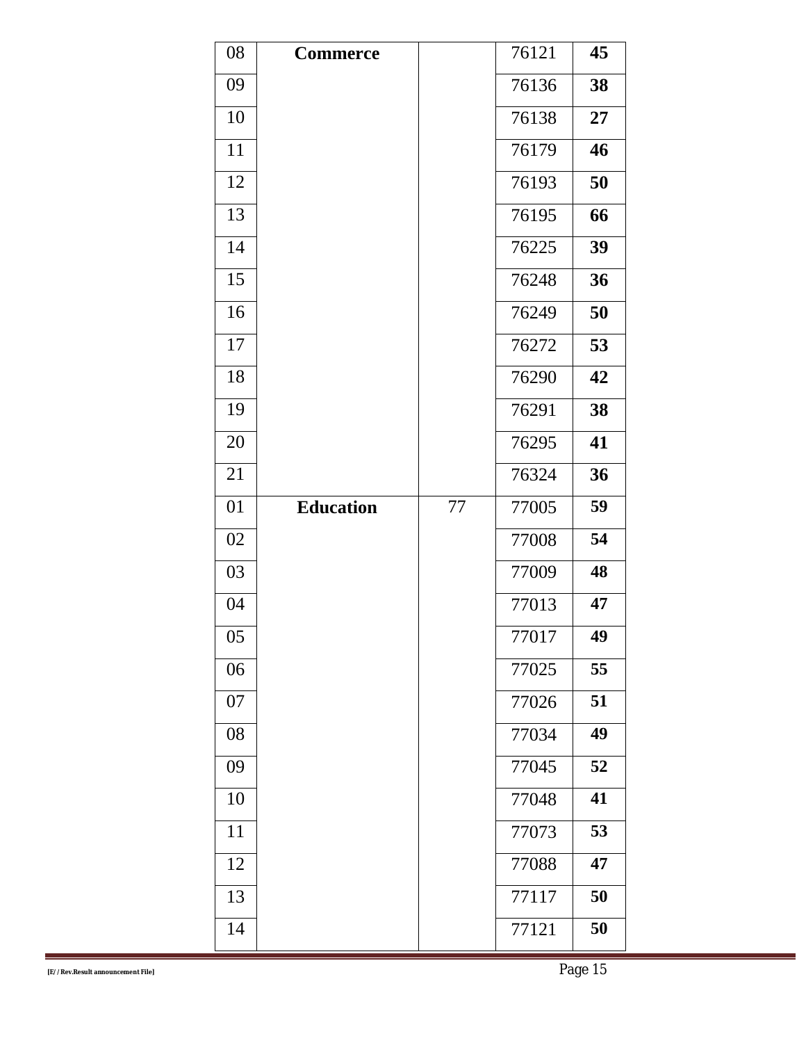| 08 | **Commerce** | | 76121 | **45** |
|---|---|---|---|---|
| 09 | | | 76136 | **38** |
| 10 | | | 76138 | **27** |
| 11 | | | 76179 | **46** |
| 12 | | | 76193 | **50** |
| 13 | | | 76195 | **66** |
| 14 | | | 76225 | **39** |
| 15 | | | 76248 | **36** |
| 16 | | | 76249 | **50** |
| 17 | | | 76272 | **53** |
| 18 | | | 76290 | **42** |
| 19 | | | 76291 | **38** |
| 20 | | | 76295 | **41** |
| 21 | | | 76324 | **36** |
| 01 | **Education** | 77 | 77005 | **59** |
| 02 | | | 77008 | **54** |
| 03 | | | 77009 | **48** |
| 04 | | | 77013 | **47** |
| 05 | | | 77017 | **49** |
| 06 | | | 77025 | **55** |
| 07 | | | 77026 | **51** |
| 08 | | | 77034 | **49** |
| 09 | | | 77045 | **52** |
| 10 | | | 77048 | **41** |
| 11 | | | 77073 | **53** |
| 12 | | | 77088 | **47** |
| 13 | | | 77117 | **50** |
| 14 | | | 77121 | **50** |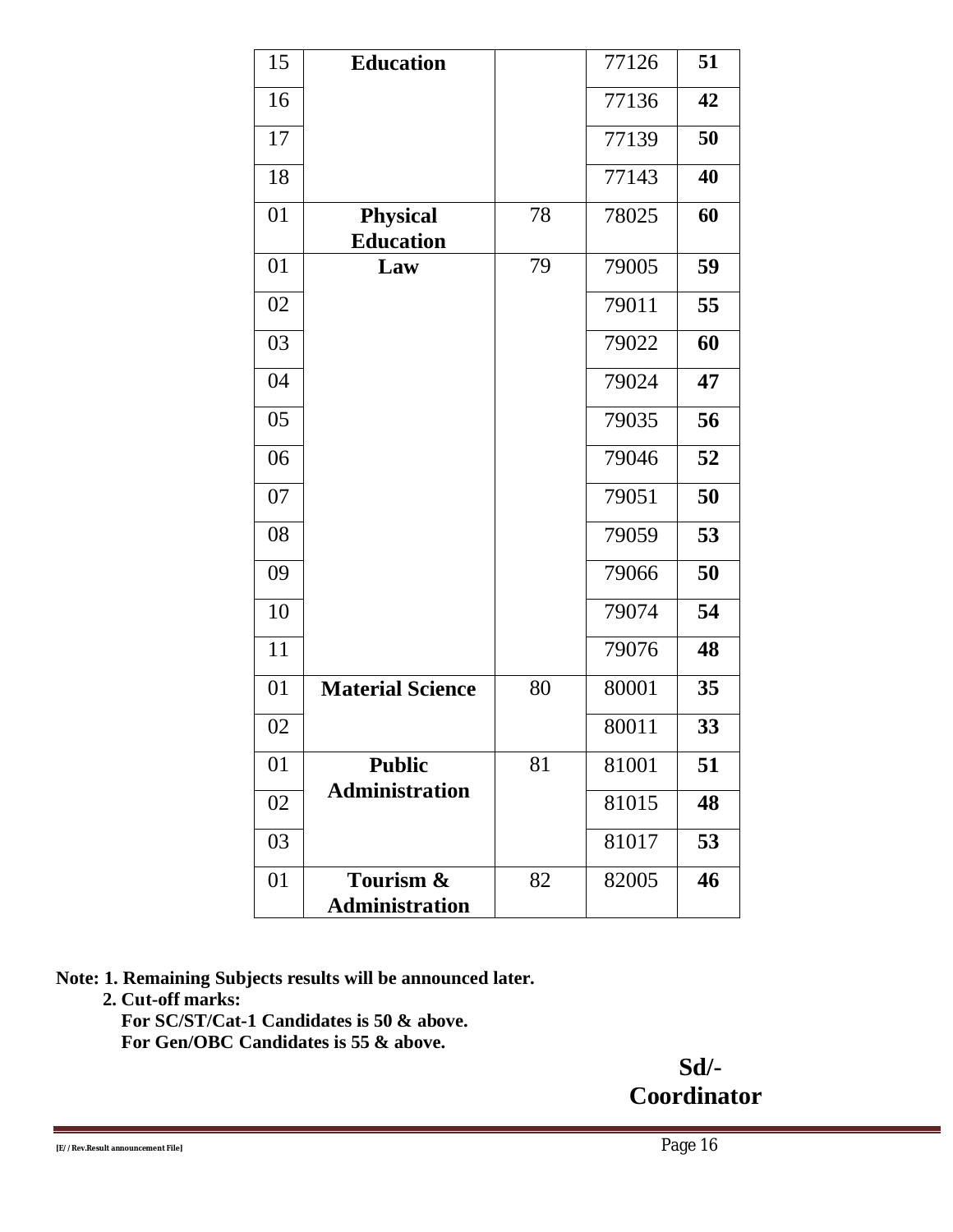| | | | | |
|---|---|---|---|---|
| 15 | **Education** | | 77126 | **51** |
| 16 | | | 77136 | **42** |
| 17 | | | 77139 | **50** |
| 18 | | | 77143 | **40** |
| 01 | **Physical Education** | 78 | 78025 | **60** |
| 01 | **Law** | 79 | 79005 | **59** |
| 02 | | | 79011 | **55** |
| 03 | | | 79022 | **60** |
| 04 | | | 79024 | **47** |
| 05 | | | 79035 | **56** |
| 06 | | | 79046 | **52** |
| 07 | | | 79051 | **50** |
| 08 | | | 79059 | **53** |
| 09 | | | 79066 | **50** |
| 10 | | | 79074 | **54** |
| 11 | | | 79076 | **48** |
| 01 | **Material Science** | 80 | 80001 | **35** |
| 02 | | | 80011 | **33** |
| 01 | **Public Administration** | 81 | 81001 | **51** |
| 02 | | | 81015 | **48** |
| 03 | | | 81017 | **53** |
| 01 | **Tourism & Administration** | 82 | 82005 | **46** |

**Note: 1. Remaining Subjects results will be announced later.**

**2. Cut-off marks:**

**For SC/ST/Cat-1 Candidates is 50 & above.**

**For Gen/OBC Candidates is 55 & above.**

**Sd/-**

**Coordinator**

[E/ / Rev.Result announcement File]